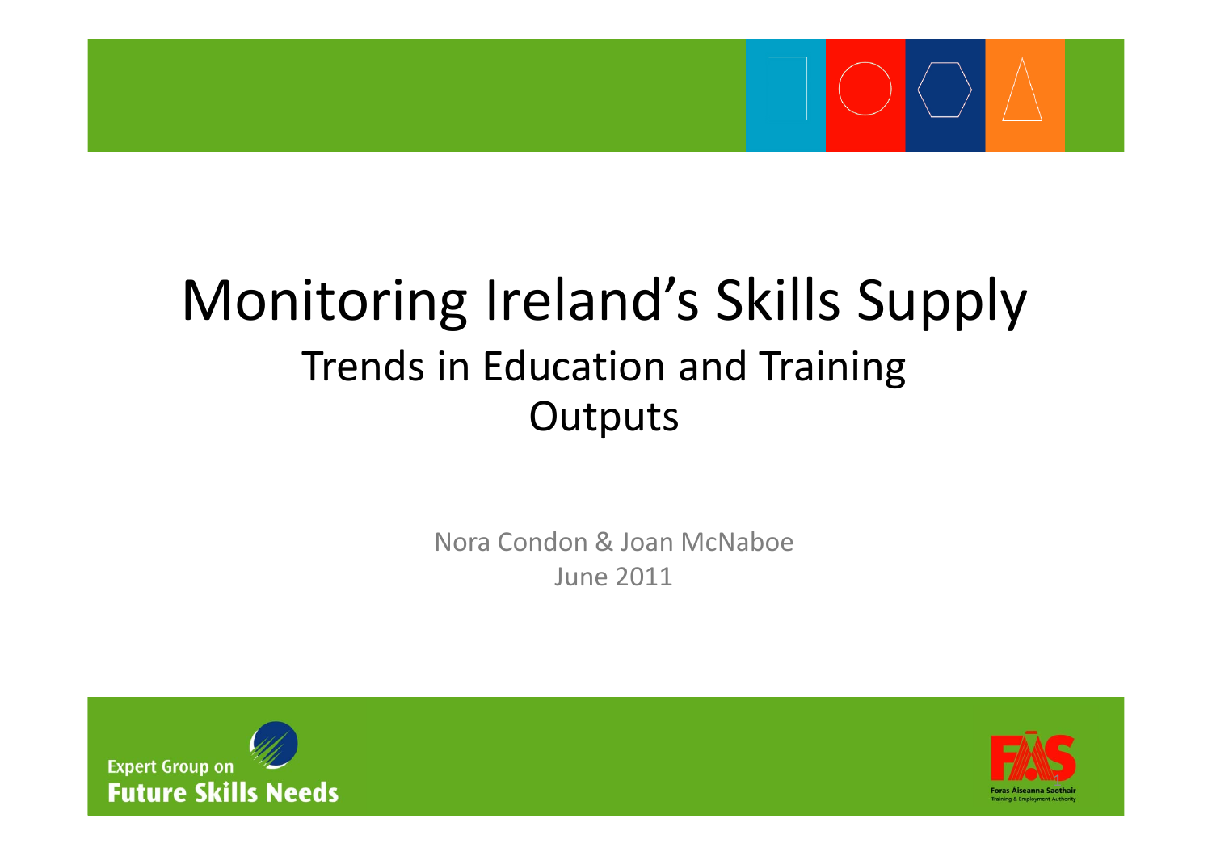# Monitoring Ireland's Skills Supply

## Trends in Education and Training Outputs

Nora Condon & Joan McNaboe

June 2011

Expert Group on Future Skills Needs

FÁS Foras Áiseanna Saothair Training & Employment Authority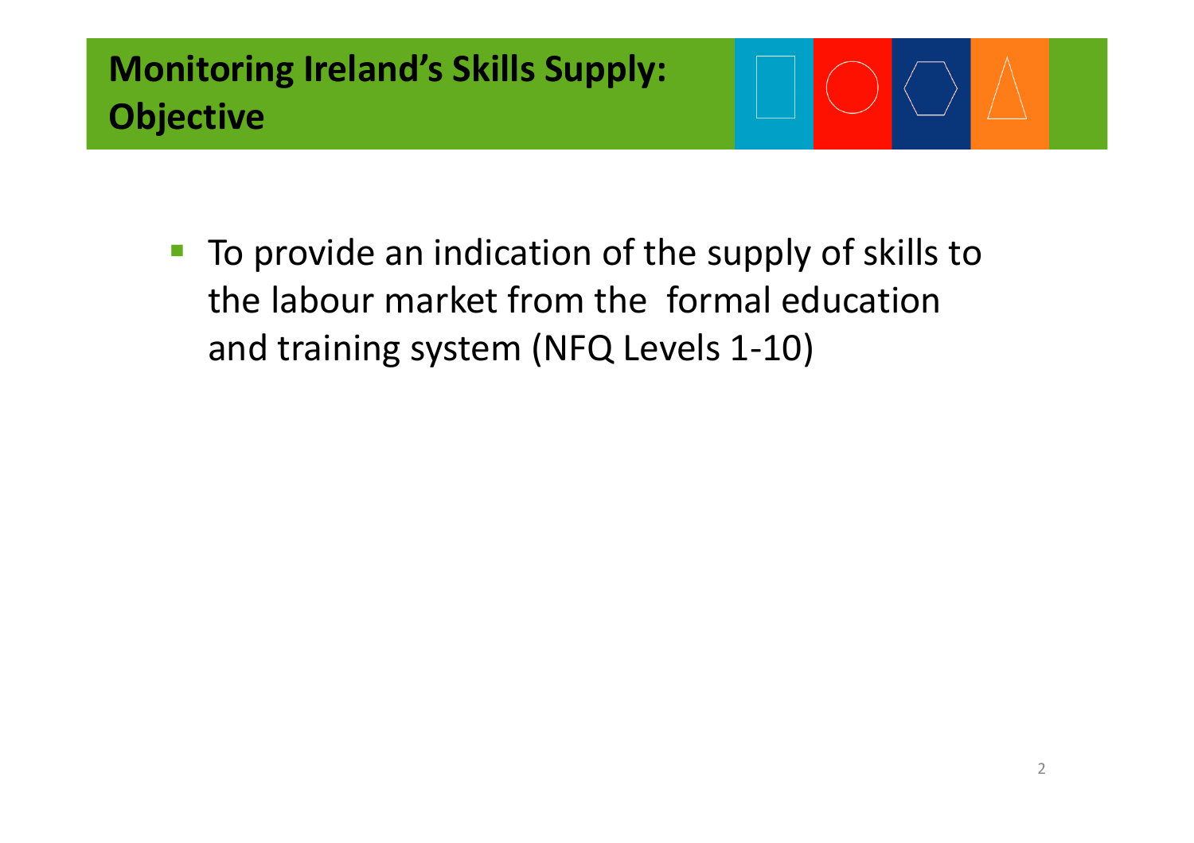# Monitoring Ireland's Skills Supply: Objective

- To provide an indication of the supply of skills to the labour market from the formal education and training system (NFQ Levels 1-10)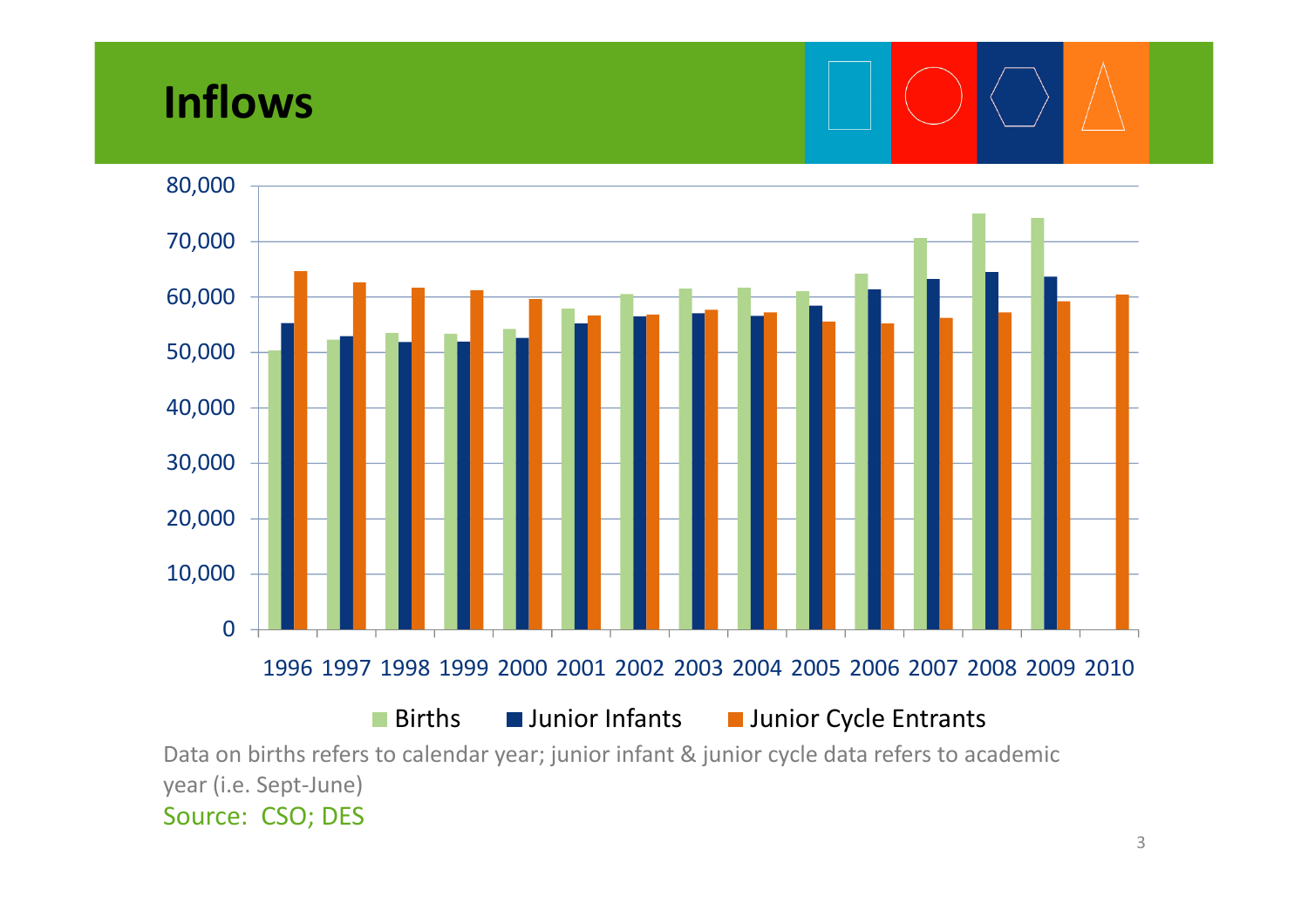# Inflows

Data on births refers to calendar year; junior infant & junior cycle data refers to academic year (i.e. Sept-June)

Source: CSO; DES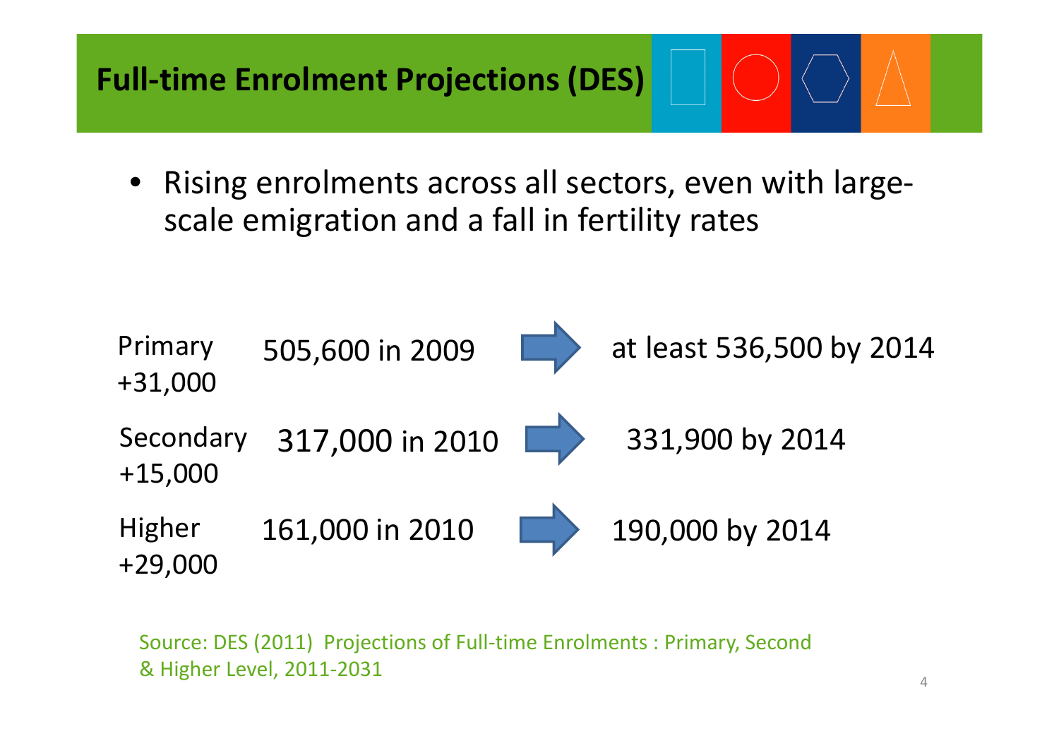# Full-time Enrolment Projections (DES)

- Rising enrolments across all sectors, even with large-scale emigration and a fall in fertility rates

| | | | |
|---|---|---|---|
| Primary +31,000 | 505,600 in 2009 | → | at least 536,500 by 2014 |
| Secondary +15,000 | 317,000 in 2010 | → | 331,900 by 2014 |
| Higher +29,000 | 161,000 in 2010 | → | 190,000 by 2014 |

Source: DES (2011) Projections of Full-time Enrolments : Primary, Second & Higher Level, 2011-2031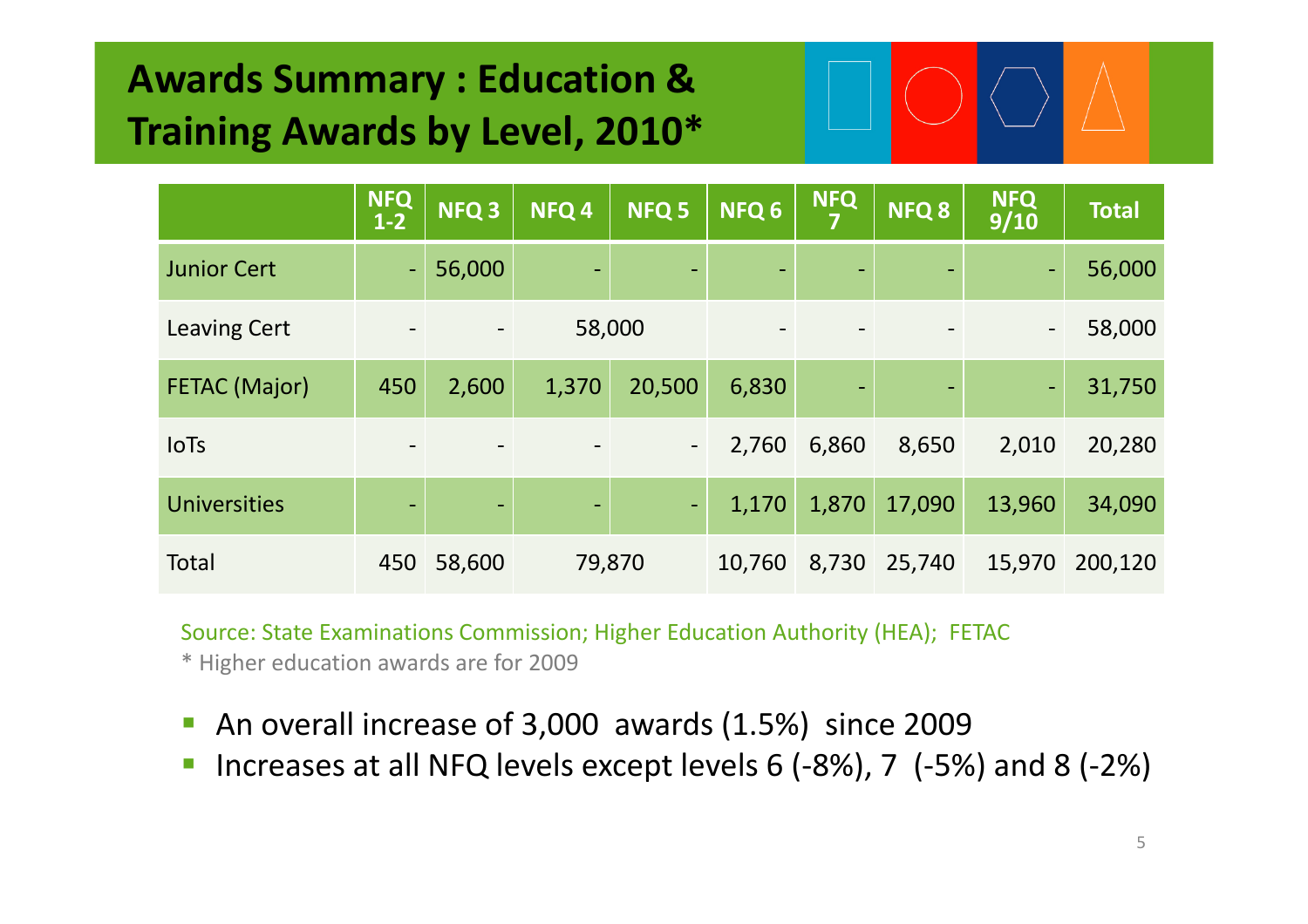# Awards Summary : Education & Training Awards by Level, 2010*

| | NFQ 1-2 | NFQ 3 | NFQ 4 | NFQ 5 | NFQ 6 | NFQ 7 | NFQ 8 | NFQ 9/10 | Total |
|---|---|---|---|---|---|---|---|---|---|
| Junior Cert | - | 56,000 | - | - | - | - | - | - | 56,000 |
| Leaving Cert | - | - | 58,000 | | - | - | - | - | 58,000 |
| FETAC (Major) | 450 | 2,600 | 1,370 | 20,500 | 6,830 | - | - | - | 31,750 |
| IoTs | - | - | - | - | 2,760 | 6,860 | 8,650 | 2,010 | 20,280 |
| Universities | - | - | - | - | 1,170 | 1,870 | 17,090 | 13,960 | 34,090 |
| Total | 450 | 58,600 | 79,870 | | 10,760 | 8,730 | 25,740 | 15,970 | 200,120 |

Source: State Examinations Commission; Higher Education Authority (HEA); FETAC

* Higher education awards are for 2009

- An overall increase of 3,000 awards (1.5%) since 2009
- Increases at all NFQ levels except levels 6 (-8%), 7 (-5%) and 8 (-2%)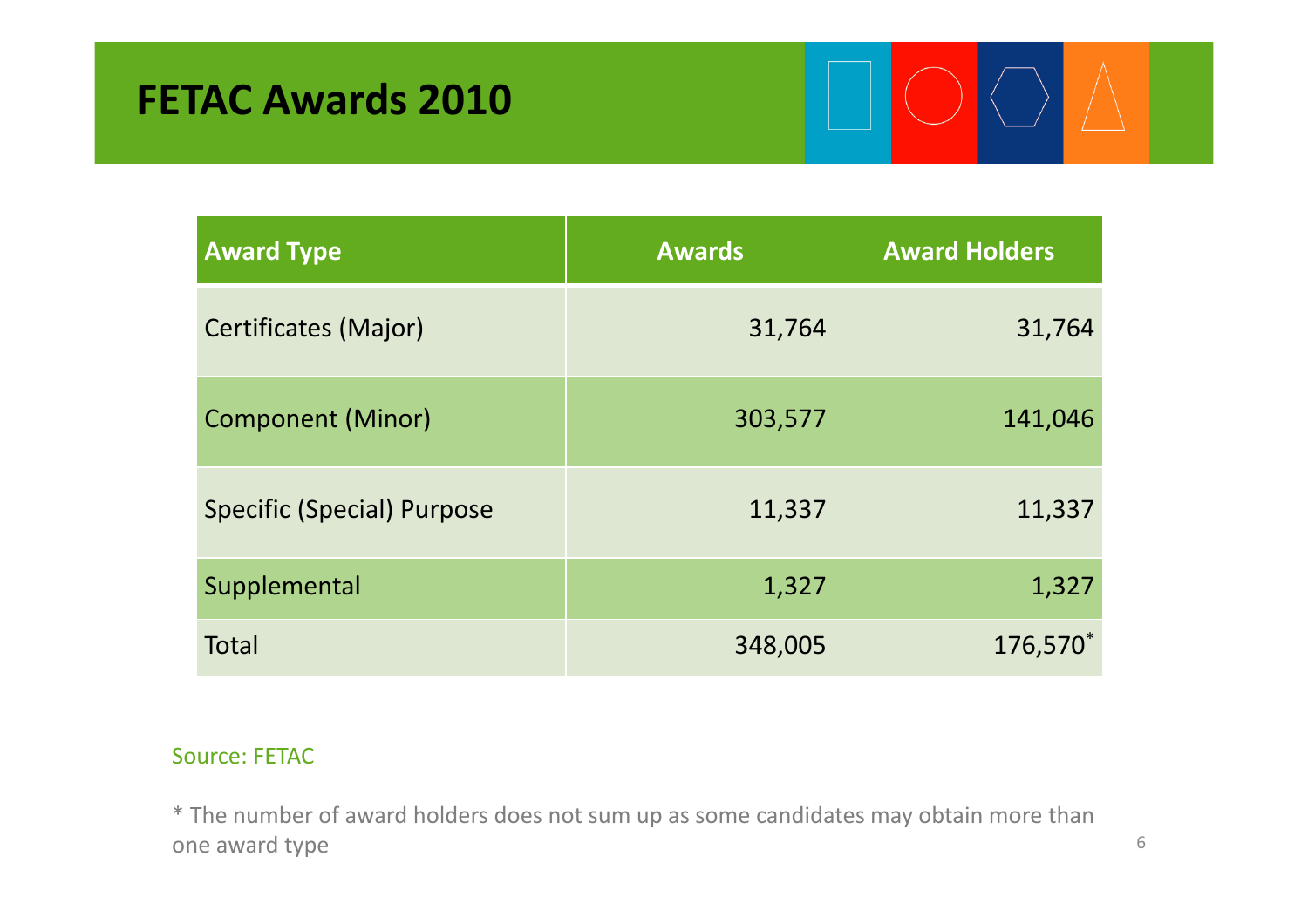# FETAC Awards 2010

| Award Type | Awards | Award Holders |
|---|---|---|
| Certificates (Major) | 31,764 | 31,764 |
| Component (Minor) | 303,577 | 141,046 |
| Specific (Special) Purpose | 11,337 | 11,337 |
| Supplemental | 1,327 | 1,327 |
| Total | 348,005 | 176,570* |

Source: FETAC

* The number of award holders does not sum up as some candidates may obtain more than one award type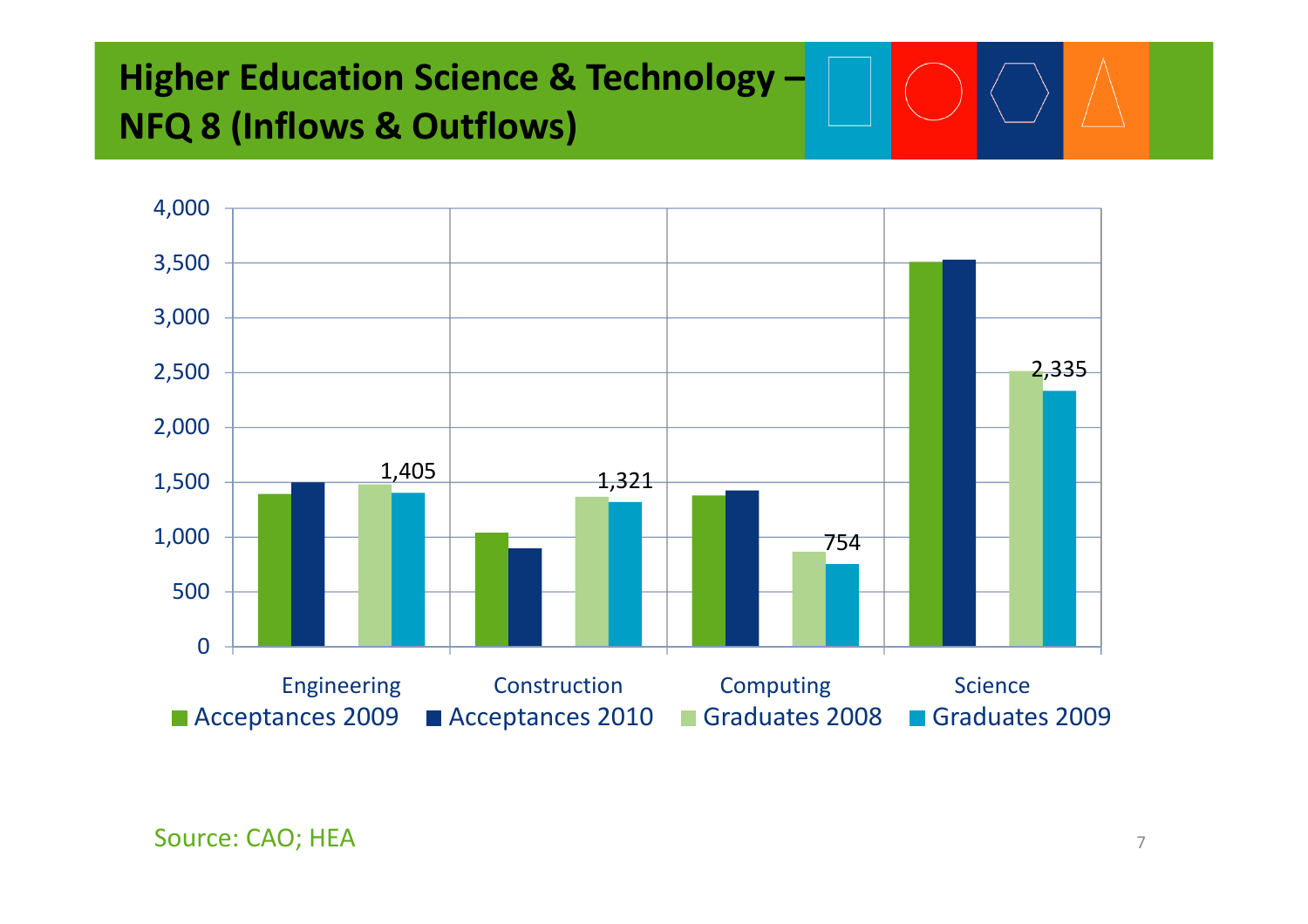# Higher Education Science & Technology – NFQ 8 (Inflows & Outflows)

| | Acceptances 2009 | Acceptances 2010 | Graduates 2008 | Graduates 2009 |
|---|---|---|---|---|
| Engineering | | | | 1,405 |
| Construction | | | | 1,321 |
| Computing | | | | 754 |
| Science | | | | 2,335 |

Source: CAO; HEA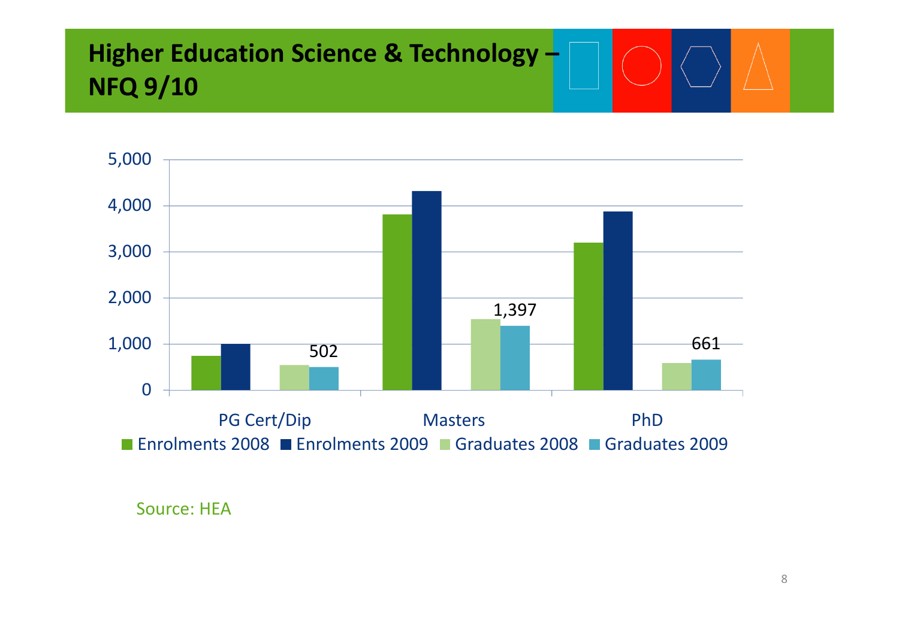# Higher Education Science & Technology – NFQ 9/10

5,000
4,000
3,000
2,000
1,000
0

502

1,397

661

PG Cert/Dip | Masters | PhD

■ Enrolments 2008 ■ Enrolments 2009 ■ Graduates 2008 ■ Graduates 2009

Source: HEA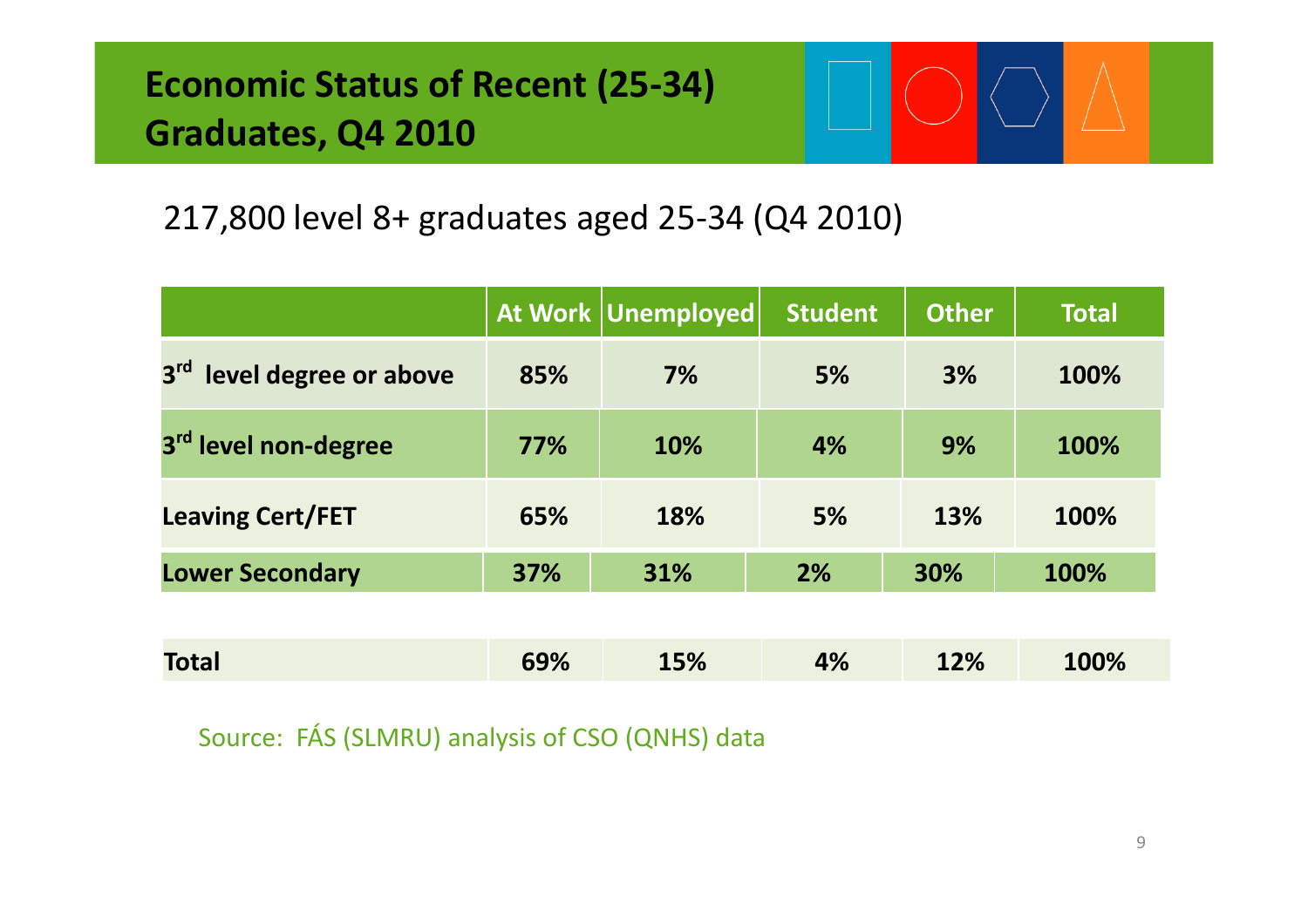# Economic Status of Recent (25-34) Graduates, Q4 2010

217,800 level 8+ graduates aged 25-34 (Q4 2010)

| | At Work | Unemployed | Student | Other | Total |
|---|---|---|---|---|---|
| **3rd level degree or above** | **85%** | **7%** | **5%** | **3%** | **100%** |
| **3rd level non-degree** | **77%** | **10%** | **4%** | **9%** | **100%** |
| **Leaving Cert/FET** | **65%** | **18%** | **5%** | **13%** | **100%** |
| **Lower Secondary** | **37%** | **31%** | **2%** | **30%** | **100%** |
| **Total** | **69%** | **15%** | **4%** | **12%** | **100%** |

Source: FÁS (SLMRU) analysis of CSO (QNHS) data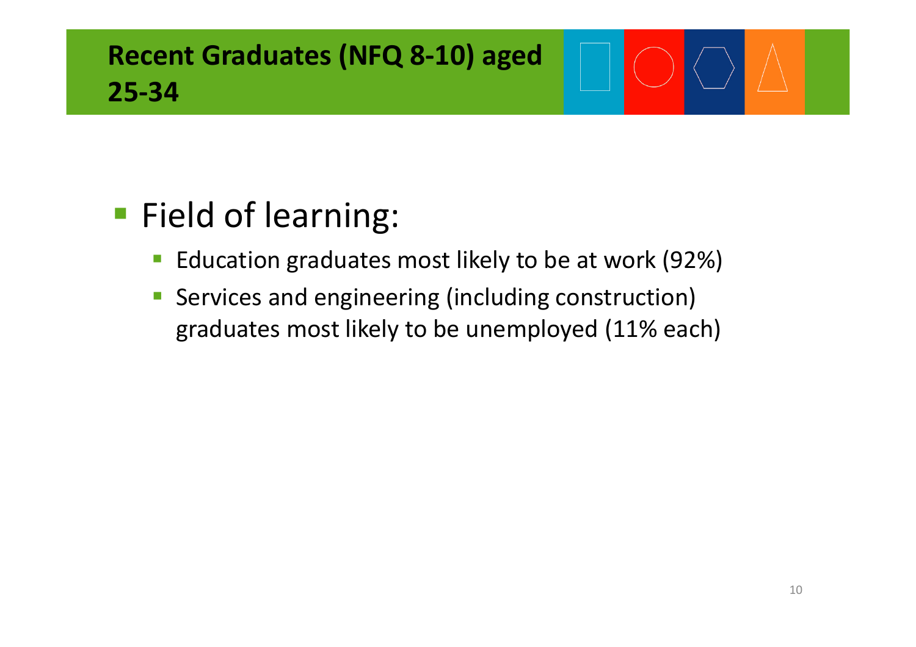# Recent Graduates (NFQ 8-10) aged 25-34

- Field of learning:
  - Education graduates most likely to be at work (92%)
  - Services and engineering (including construction) graduates most likely to be unemployed (11% each)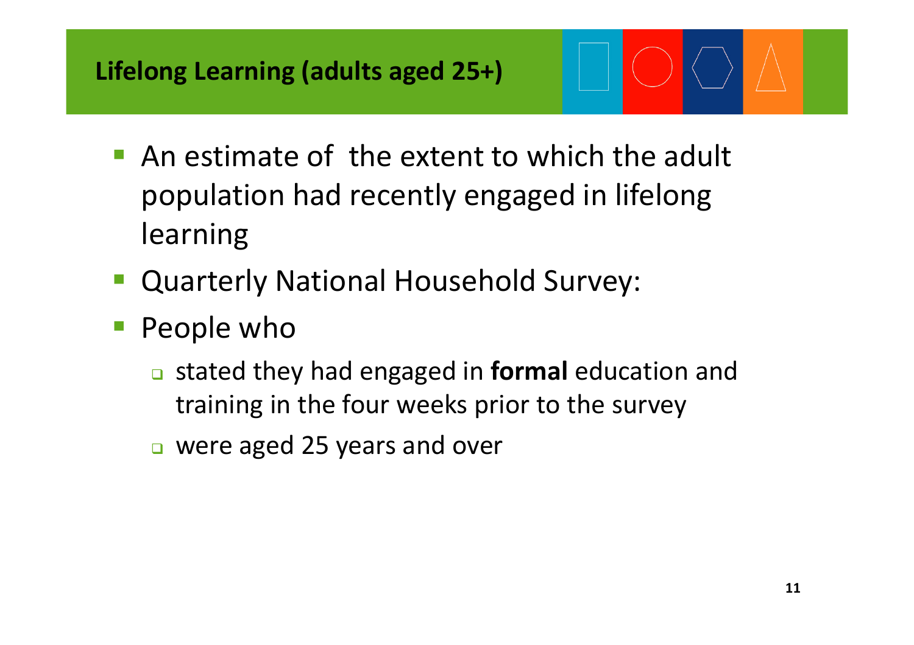# Lifelong Learning (adults aged 25+)

- An estimate of the extent to which the adult population had recently engaged in lifelong learning
- Quarterly National Household Survey:
- People who
  - stated they had engaged in **formal** education and training in the four weeks prior to the survey
  - were aged 25 years and over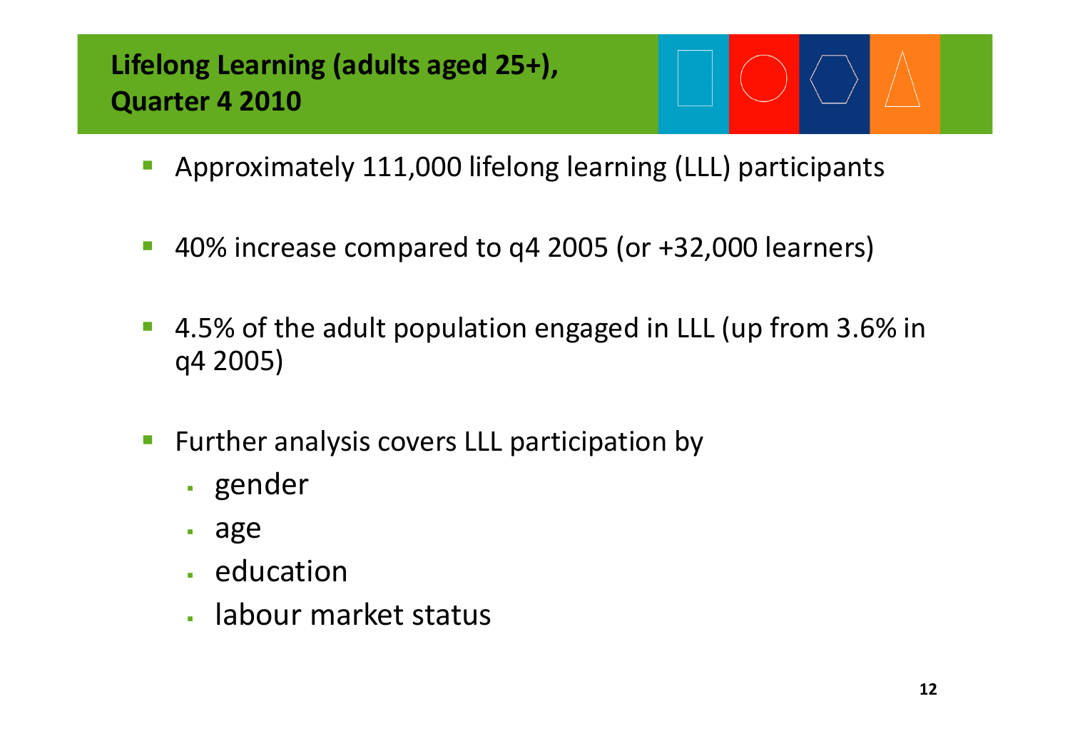# Lifelong Learning (adults aged 25+), Quarter 4 2010

- Approximately 111,000 lifelong learning (LLL) participants
- 40% increase compared to q4 2005 (or +32,000 learners)
- 4.5% of the adult population engaged in LLL (up from 3.6% in q4 2005)
- Further analysis covers LLL participation by
  - gender
  - age
  - education
  - labour market status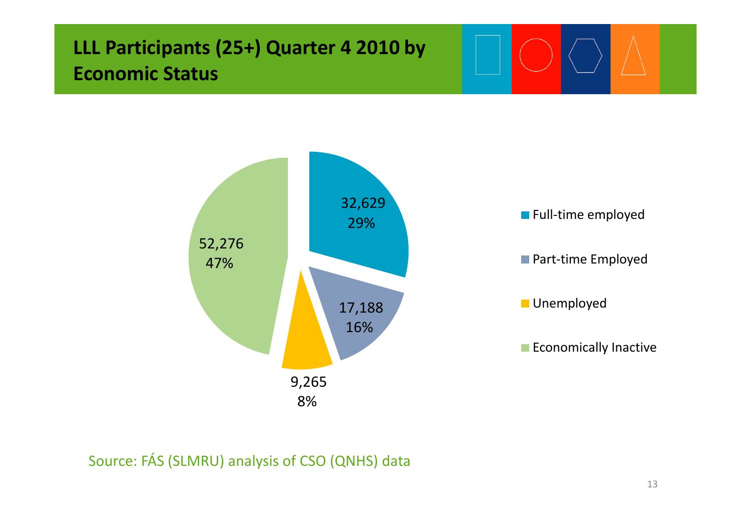# LLL Participants (25+) Quarter 4 2010 by Economic Status

| Economic Status | Number | Percentage |
|---|---|---|
| Full-time employed | 32,629 | 29% |
| Part-time Employed | 17,188 | 16% |
| Unemployed | 9,265 | 8% |
| Economically Inactive | 52,276 | 47% |

Source: FÁS (SLMRU) analysis of CSO (QNHS) data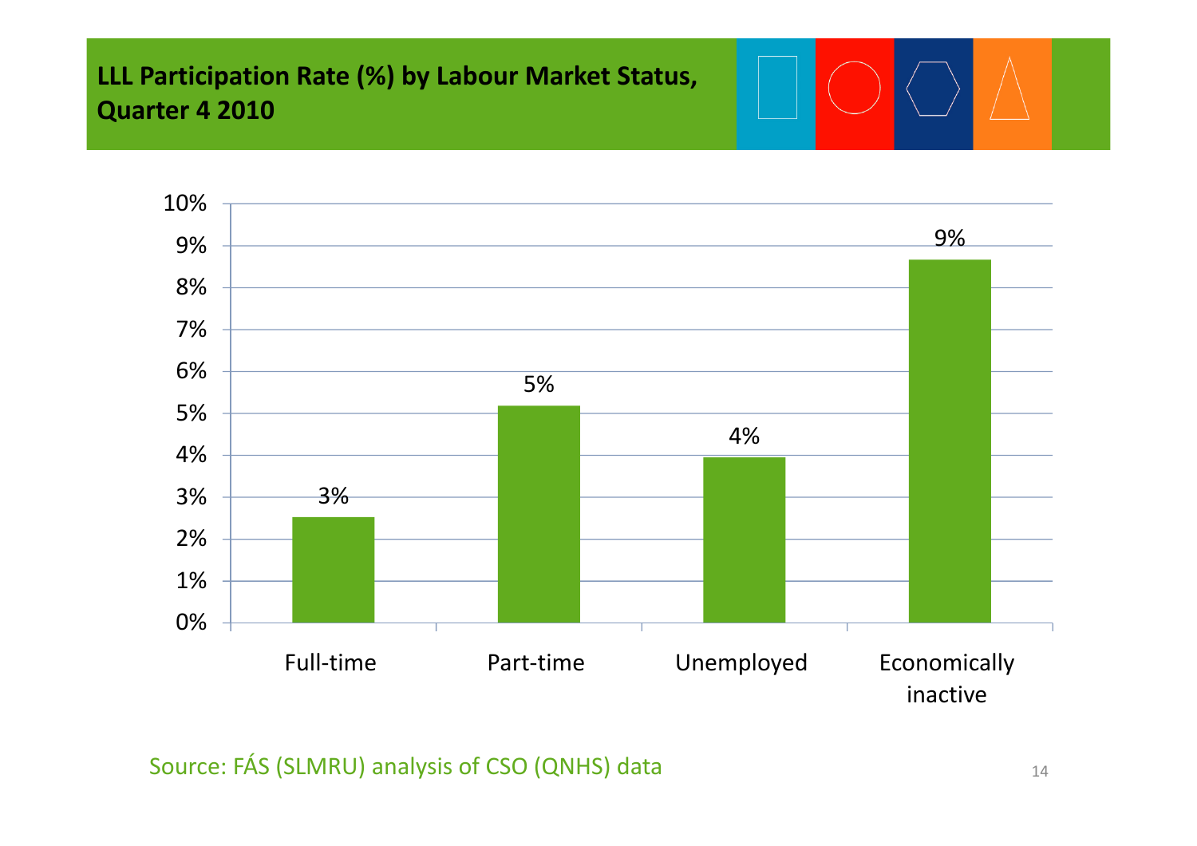# LLL Participation Rate (%) by Labour Market Status, Quarter 4 2010

10%
9%
8%
7%
6%
5%
4%
3%
2%
1%
0%

3%
5%
4%
9%

Full-time
Part-time
Unemployed
Economically inactive

Source: FÁS (SLMRU) analysis of CSO (QNHS) data